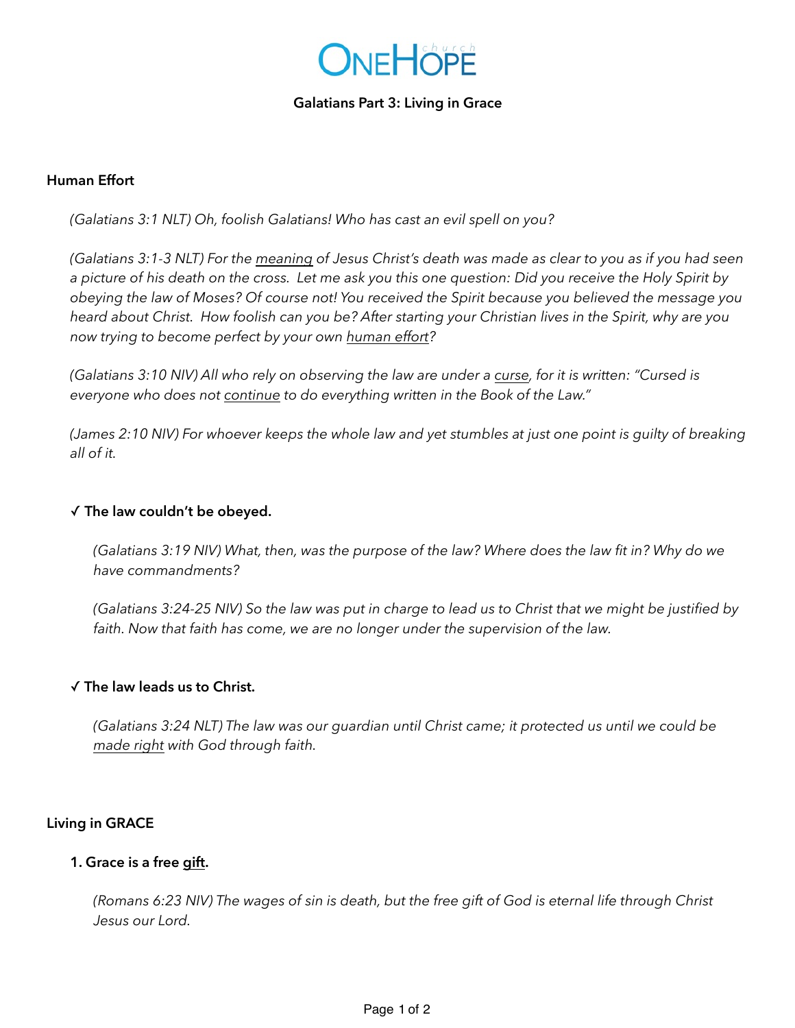# ONEHOPE church

## Galatians Part 3: Living in Grace

### Human Effort

*(Galatians 3:1 NLT) Oh, foolish Galatians! Who has cast an evil spell on you?*

*(Galatians 3:1-3 NLT) For the <u>meaning</u> of Jesus Christ's death was made as clear to you as if you had seen a picture of his death on the cross. Let me ask you this one question: Did you receive the Holy Spirit by obeying the law of Moses? Of course not! You received the Spirit because you believed the message you heard about Christ. How foolish can you be? After starting your Christian lives in the Spirit, why are you now trying to become perfect by your own <u>human effort</u>?*

*(Galatians 3:10 NIV) All who rely on observing the law are under a <u>curse</u>, for it is written: "Cursed is everyone who does not <u>continue</u> to do everything written in the Book of the Law."*

*(James 2:10 NIV) For whoever keeps the whole law and yet stumbles at just one point is guilty of breaking all of it.*

**✓ The law couldn't be obeyed.**

*(Galatians 3:19 NIV) What, then, was the purpose of the law? Where does the law fit in? Why do we have commandments?*

*(Galatians 3:24-25 NIV) So the law was put in charge to lead us to Christ that we might be justified by faith. Now that faith has come, we are no longer under the supervision of the law.*

**✓ The law leads us to Christ.**

*(Galatians 3:24 NLT) The law was our guardian until Christ came; it protected us until we could be <u>made right</u> with God through faith.*

### Living in GRACE

**1. Grace is a free <u>gift</u>.**

*(Romans 6:23 NIV) The wages of sin is death, but the free gift of God is eternal life through Christ Jesus our Lord.*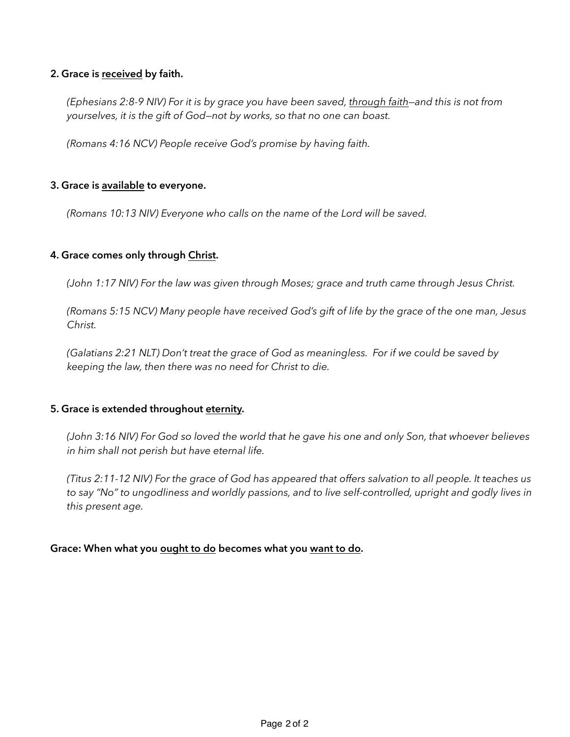**2. Grace is <u>received</u> by faith.**

*(Ephesians 2:8-9 NIV) For it is by grace you have been saved, <u>through faith</u>—and this is not from yourselves, it is the gift of God—not by works, so that no one can boast.*

*(Romans 4:16 NCV) People receive God's promise by having faith.*

**3. Grace is <u>available</u> to everyone.**

*(Romans 10:13 NIV) Everyone who calls on the name of the Lord will be saved.*

**4. Grace comes only through <u>Christ</u>.**

*(John 1:17 NIV) For the law was given through Moses; grace and truth came through Jesus Christ.*

*(Romans 5:15 NCV) Many people have received God's gift of life by the grace of the one man, Jesus Christ.*

*(Galatians 2:21 NLT) Don't treat the grace of God as meaningless. For if we could be saved by keeping the law, then there was no need for Christ to die.*

**5. Grace is extended throughout <u>eternity</u>.**

*(John 3:16 NIV) For God so loved the world that he gave his one and only Son, that whoever believes in him shall not perish but have eternal life.*

*(Titus 2:11-12 NIV) For the grace of God has appeared that offers salvation to all people. It teaches us to say "No" to ungodliness and worldly passions, and to live self-controlled, upright and godly lives in this present age.*

**Grace: When what you <u>ought to do</u> becomes what you <u>want to do</u>.**